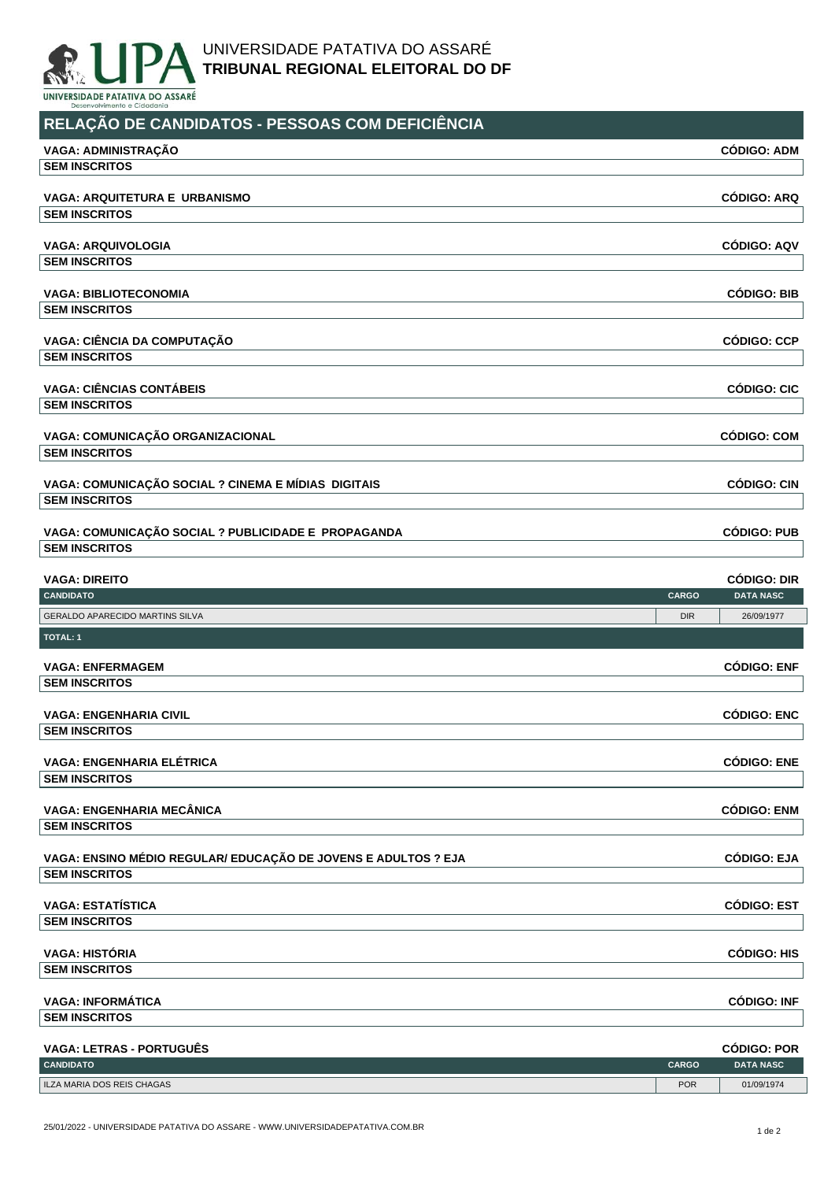UNIVERSIDADE PATATIVA DO ASSARÉ
**TRIBUNAL REGIONAL ELEITORAL DO DF**

## RELAÇÃO DE CANDIDATOS - PESSOAS COM DEFICIÊNCIA

**VAGA: ADMINISTRAÇÃO** — **CÓDIGO: ADM**

**SEM INSCRITOS**

**VAGA: ARQUITETURA E URBANISMO** — **CÓDIGO: ARQ**

**SEM INSCRITOS**

**VAGA: ARQUIVOLOGIA** — **CÓDIGO: AQV**

**SEM INSCRITOS**

**VAGA: BIBLIOTECONOMIA** — **CÓDIGO: BIB**

**SEM INSCRITOS**

**VAGA: CIÊNCIA DA COMPUTAÇÃO** — **CÓDIGO: CCP**

**SEM INSCRITOS**

**VAGA: CIÊNCIAS CONTÁBEIS** — **CÓDIGO: CIC**

**SEM INSCRITOS**

**VAGA: COMUNICAÇÃO ORGANIZACIONAL** — **CÓDIGO: COM**

**SEM INSCRITOS**

**VAGA: COMUNICAÇÃO SOCIAL ? CINEMA E MÍDIAS DIGITAIS** — **CÓDIGO: CIN**

**SEM INSCRITOS**

**VAGA: COMUNICAÇÃO SOCIAL ? PUBLICIDADE E PROPAGANDA** — **CÓDIGO: PUB**

**SEM INSCRITOS**

**VAGA: DIREITO** — **CÓDIGO: DIR**

| CANDIDATO | CARGO | DATA NASC |
|---|---|---|
| GERALDO APARECIDO MARTINS SILVA | DIR | 26/09/1977 |
| **TOTAL: 1** | | |

**VAGA: ENFERMAGEM** — **CÓDIGO: ENF**

**SEM INSCRITOS**

**VAGA: ENGENHARIA CIVIL** — **CÓDIGO: ENC**

**SEM INSCRITOS**

**VAGA: ENGENHARIA ELÉTRICA** — **CÓDIGO: ENE**

**SEM INSCRITOS**

**VAGA: ENGENHARIA MECÂNICA** — **CÓDIGO: ENM**

**SEM INSCRITOS**

**VAGA: ENSINO MÉDIO REGULAR/ EDUCAÇÃO DE JOVENS E ADULTOS ? EJA** — **CÓDIGO: EJA**

**SEM INSCRITOS**

**VAGA: ESTATÍSTICA** — **CÓDIGO: EST**

**SEM INSCRITOS**

**VAGA: HISTÓRIA** — **CÓDIGO: HIS**

**SEM INSCRITOS**

**VAGA: INFORMÁTICA** — **CÓDIGO: INF**

**SEM INSCRITOS**

**VAGA: LETRAS - PORTUGUÊS** — **CÓDIGO: POR**

| CANDIDATO | CARGO | DATA NASC |
|---|---|---|
| ILZA MARIA DOS REIS CHAGAS | POR | 01/09/1974 |

25/01/2022 - UNIVERSIDADE PATATIVA DO ASSARE - WWW.UNIVERSIDADEPATATIVA.COM.BR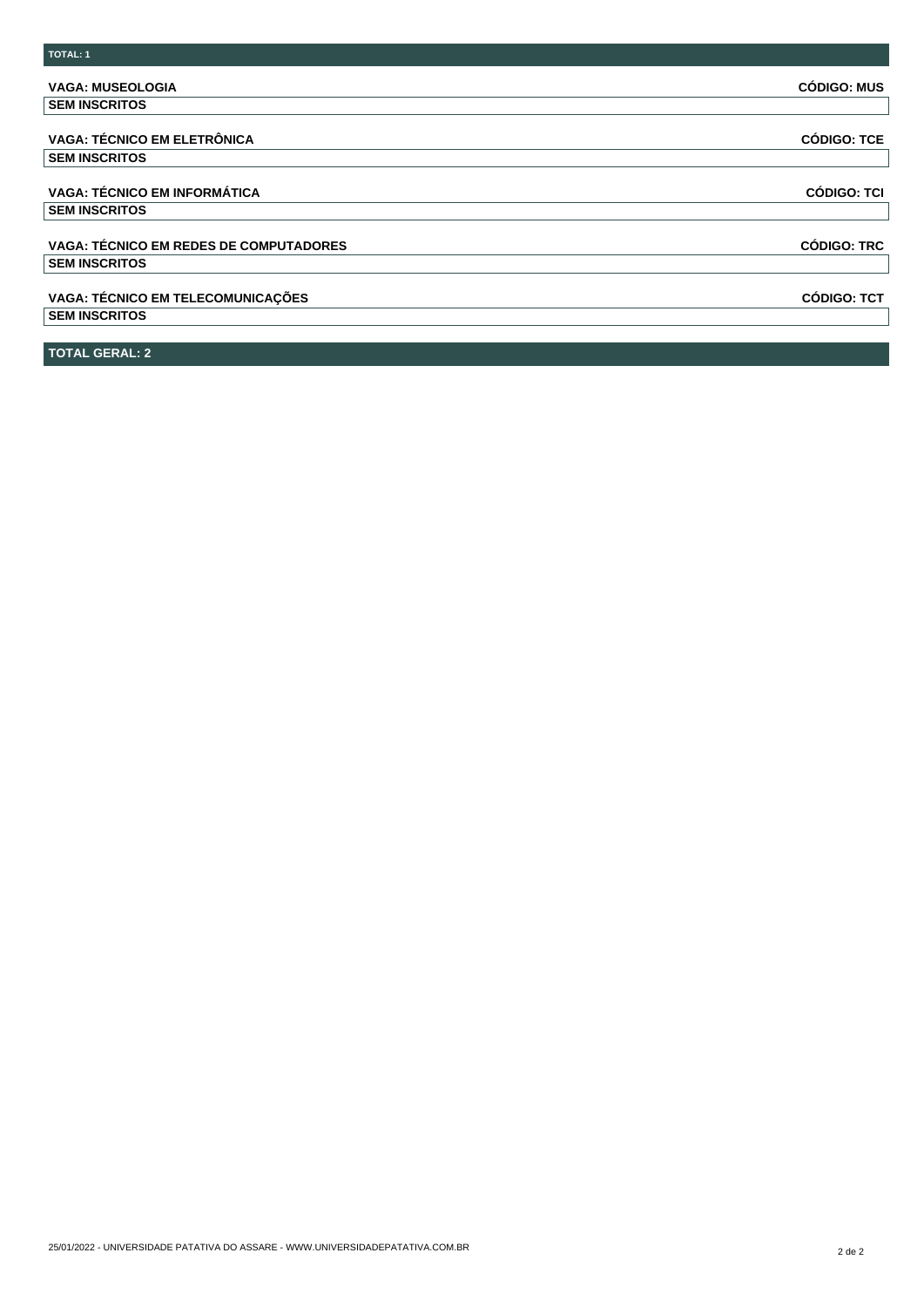**TOTAL: 1**

**VAGA: MUSEOLOGIA** **CÓDIGO: MUS**

**SEM INSCRITOS**

**VAGA: TÉCNICO EM ELETRÔNICA** **CÓDIGO: TCE**

**SEM INSCRITOS**

**VAGA: TÉCNICO EM INFORMÁTICA** **CÓDIGO: TCI**

**SEM INSCRITOS**

**VAGA: TÉCNICO EM REDES DE COMPUTADORES** **CÓDIGO: TRC**

**SEM INSCRITOS**

**VAGA: TÉCNICO EM TELECOMUNICAÇÕES** **CÓDIGO: TCT**

**SEM INSCRITOS**

**TOTAL GERAL: 2**